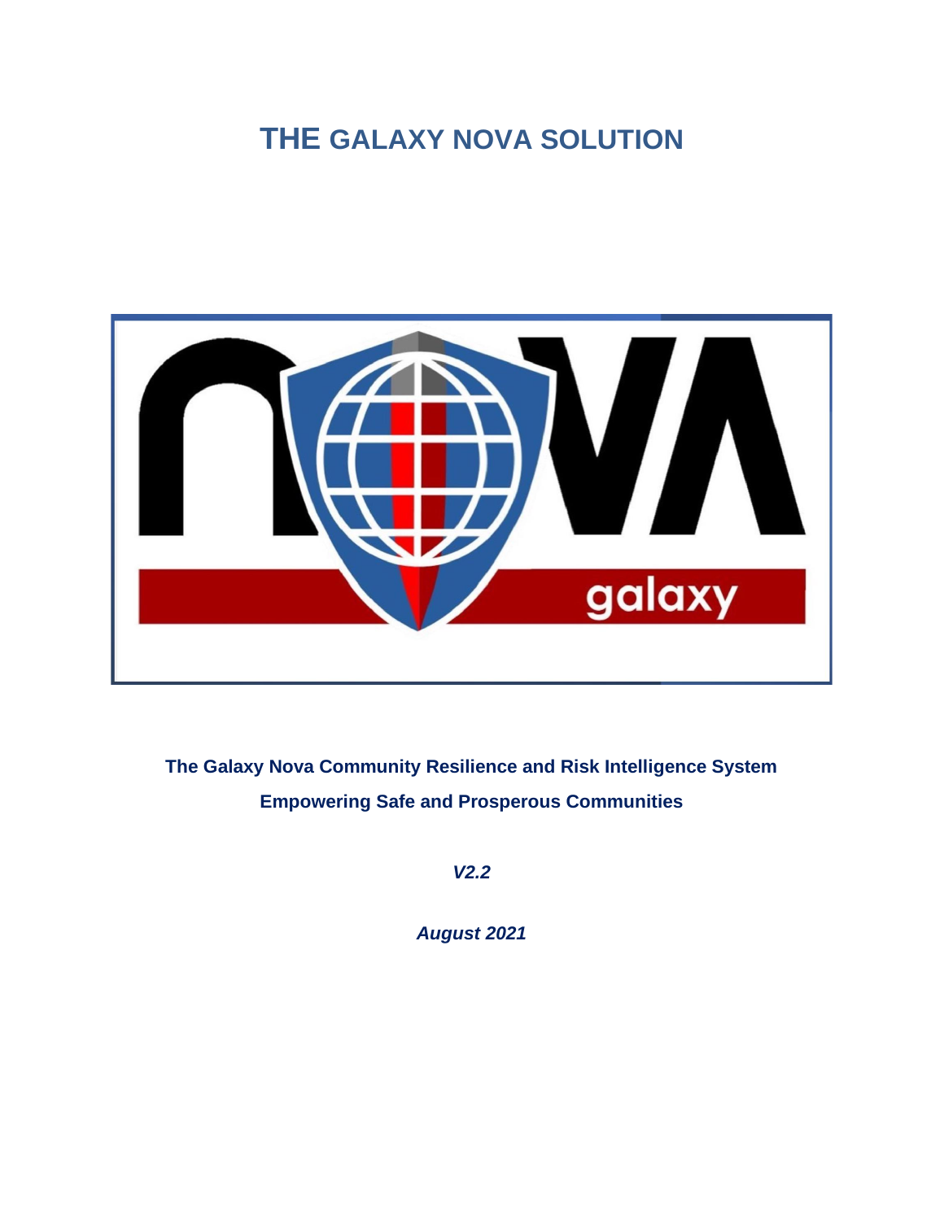# THE GALAXY NOVA SOLUTION

**The Galaxy Nova Community Resilience and Risk Intelligence System**

**Empowering Safe and Prosperous Communities**

***V2.2***

***August 2021***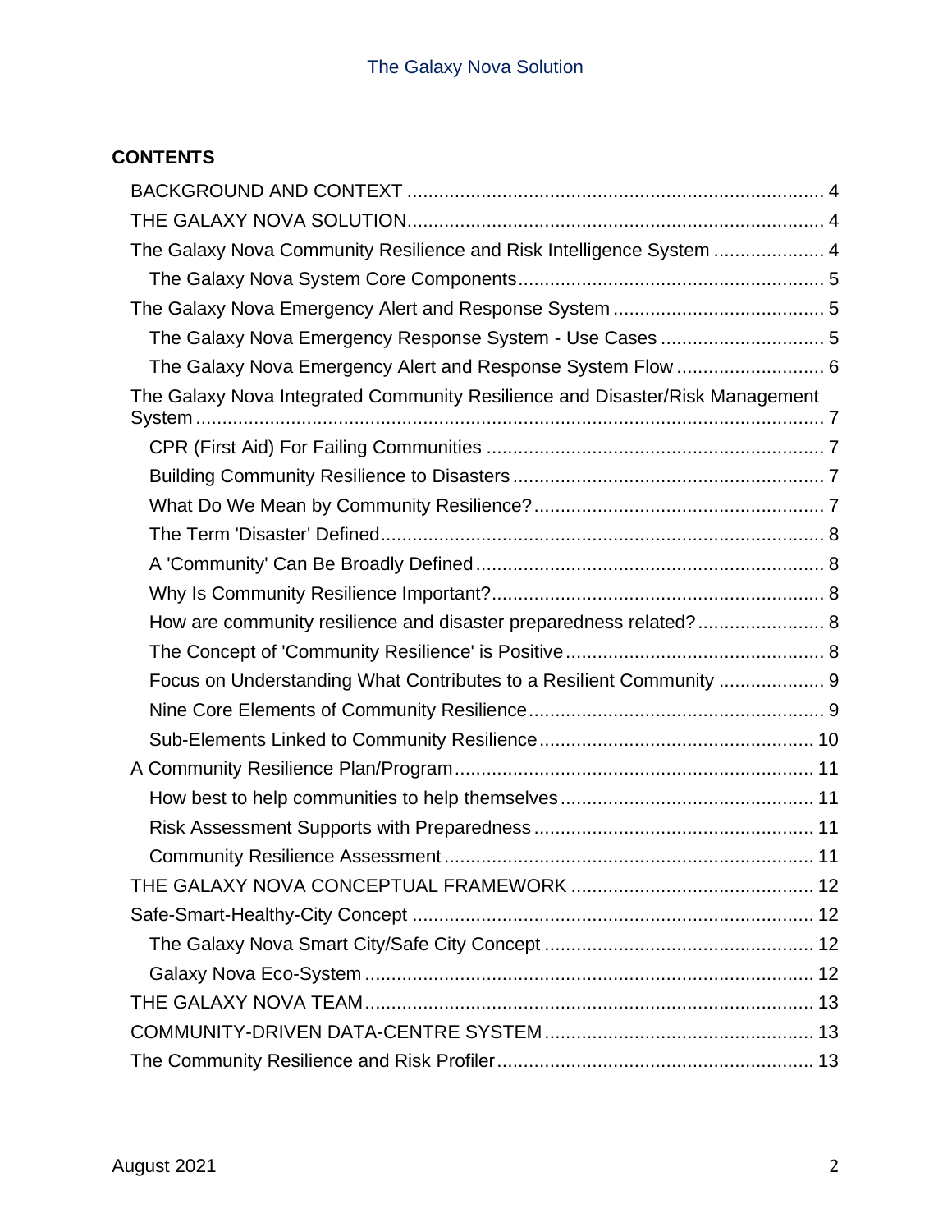## CONTENTS

- BACKGROUND AND CONTEXT ... 4
- THE GALAXY NOVA SOLUTION ... 4
- The Galaxy Nova Community Resilience and Risk Intelligence System ... 4
  - The Galaxy Nova System Core Components ... 5
- The Galaxy Nova Emergency Alert and Response System ... 5
  - The Galaxy Nova Emergency Response System - Use Cases ... 5
  - The Galaxy Nova Emergency Alert and Response System Flow ... 6
- The Galaxy Nova Integrated Community Resilience and Disaster/Risk Management System ... 7
  - CPR (First Aid) For Failing Communities ... 7
  - Building Community Resilience to Disasters ... 7
  - What Do We Mean by Community Resilience? ... 7
  - The Term 'Disaster' Defined ... 8
  - A 'Community' Can Be Broadly Defined ... 8
  - Why Is Community Resilience Important? ... 8
  - How are community resilience and disaster preparedness related? ... 8
  - The Concept of 'Community Resilience' is Positive ... 8
  - Focus on Understanding What Contributes to a Resilient Community ... 9
  - Nine Core Elements of Community Resilience ... 9
  - Sub-Elements Linked to Community Resilience ... 10
- A Community Resilience Plan/Program ... 11
  - How best to help communities to help themselves ... 11
  - Risk Assessment Supports with Preparedness ... 11
  - Community Resilience Assessment ... 11
- THE GALAXY NOVA CONCEPTUAL FRAMEWORK ... 12
- Safe-Smart-Healthy-City Concept ... 12
  - The Galaxy Nova Smart City/Safe City Concept ... 12
  - Galaxy Nova Eco-System ... 12
- THE GALAXY NOVA TEAM ... 13
- COMMUNITY-DRIVEN DATA-CENTRE SYSTEM ... 13
- The Community Resilience and Risk Profiler ... 13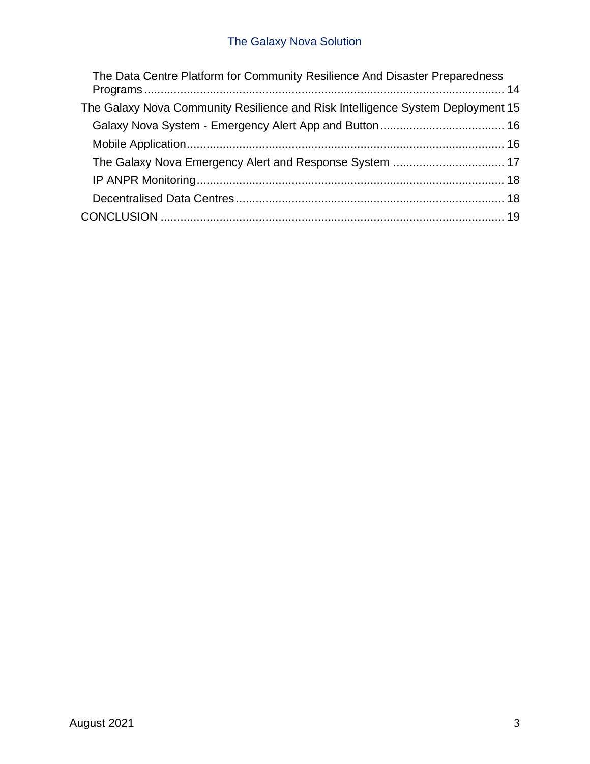- The Data Centre Platform for Community Resilience And Disaster Preparedness Programs ... 14

The Galaxy Nova Community Resilience and Risk Intelligence System Deployment ... 15

- Galaxy Nova System - Emergency Alert App and Button ... 16
- Mobile Application ... 16
- The Galaxy Nova Emergency Alert and Response System ... 17
- IP ANPR Monitoring ... 18
- Decentralised Data Centres ... 18

CONCLUSION ... 19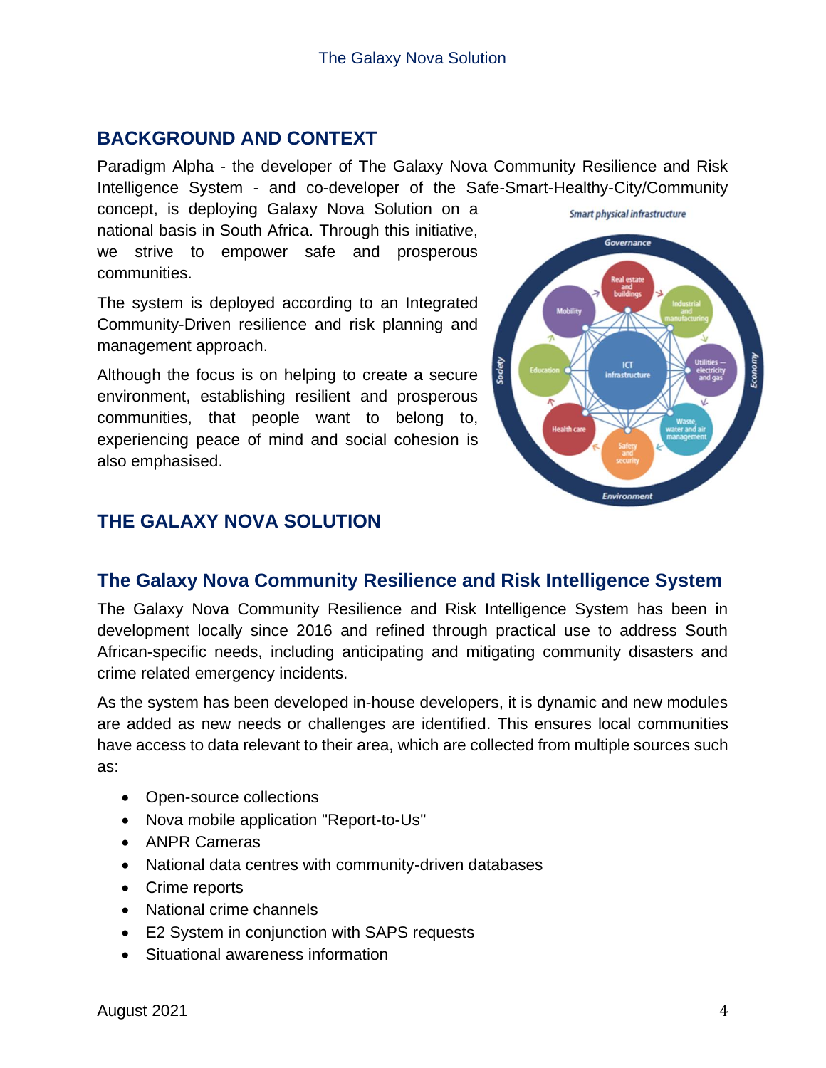## BACKGROUND AND CONTEXT

Paradigm Alpha - the developer of The Galaxy Nova Community Resilience and Risk Intelligence System - and co-developer of the Safe-Smart-Healthy-City/Community concept, is deploying Galaxy Nova Solution on a national basis in South Africa. Through this initiative, we strive to empower safe and prosperous communities.

The system is deployed according to an Integrated Community-Driven resilience and risk planning and management approach.

Although the focus is on helping to create a secure environment, establishing resilient and prosperous communities, that people want to belong to, experiencing peace of mind and social cohesion is also emphasised.

## THE GALAXY NOVA SOLUTION

### The Galaxy Nova Community Resilience and Risk Intelligence System

The Galaxy Nova Community Resilience and Risk Intelligence System has been in development locally since 2016 and refined through practical use to address South African-specific needs, including anticipating and mitigating community disasters and crime related emergency incidents.

As the system has been developed in-house developers, it is dynamic and new modules are added as new needs or challenges are identified. This ensures local communities have access to data relevant to their area, which are collected from multiple sources such as:

- Open-source collections
- Nova mobile application "Report-to-Us"
- ANPR Cameras
- National data centres with community-driven databases
- Crime reports
- National crime channels
- E2 System in conjunction with SAPS requests
- Situational awareness information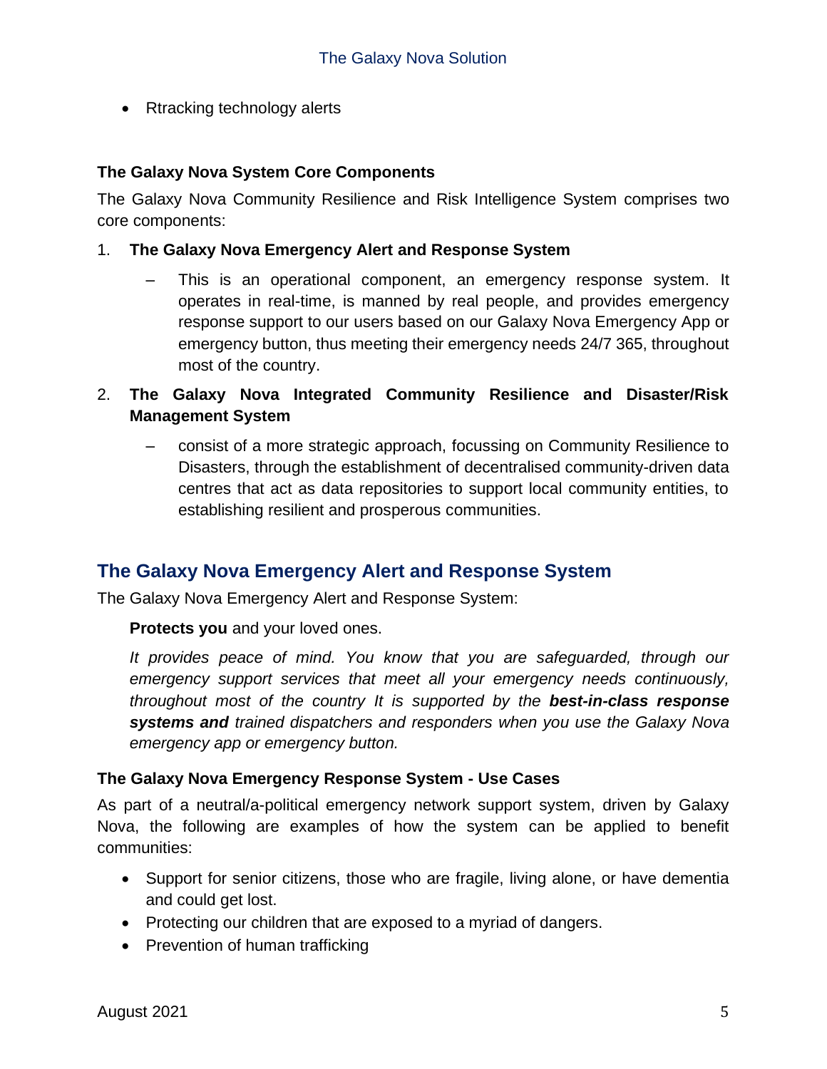- Rtracking technology alerts

### The Galaxy Nova System Core Components

The Galaxy Nova Community Resilience and Risk Intelligence System comprises two core components:

1. **The Galaxy Nova Emergency Alert and Response System**
   - This is an operational component, an emergency response system. It operates in real-time, is manned by real people, and provides emergency response support to our users based on our Galaxy Nova Emergency App or emergency button, thus meeting their emergency needs 24/7 365, throughout most of the country.
2. **The Galaxy Nova Integrated Community Resilience and Disaster/Risk Management System**
   - consist of a more strategic approach, focussing on Community Resilience to Disasters, through the establishment of decentralised community-driven data centres that act as data repositories to support local community entities, to establishing resilient and prosperous communities.

## The Galaxy Nova Emergency Alert and Response System

The Galaxy Nova Emergency Alert and Response System:

**Protects you** and your loved ones.

*It provides peace of mind. You know that you are safeguarded, through our emergency support services that meet all your emergency needs continuously, throughout most of the country It is supported by the **best-in-class response systems and** trained dispatchers and responders when you use the Galaxy Nova emergency app or emergency button.*

### The Galaxy Nova Emergency Response System - Use Cases

As part of a neutral/a-political emergency network support system, driven by Galaxy Nova, the following are examples of how the system can be applied to benefit communities:

- Support for senior citizens, those who are fragile, living alone, or have dementia and could get lost.
- Protecting our children that are exposed to a myriad of dangers.
- Prevention of human trafficking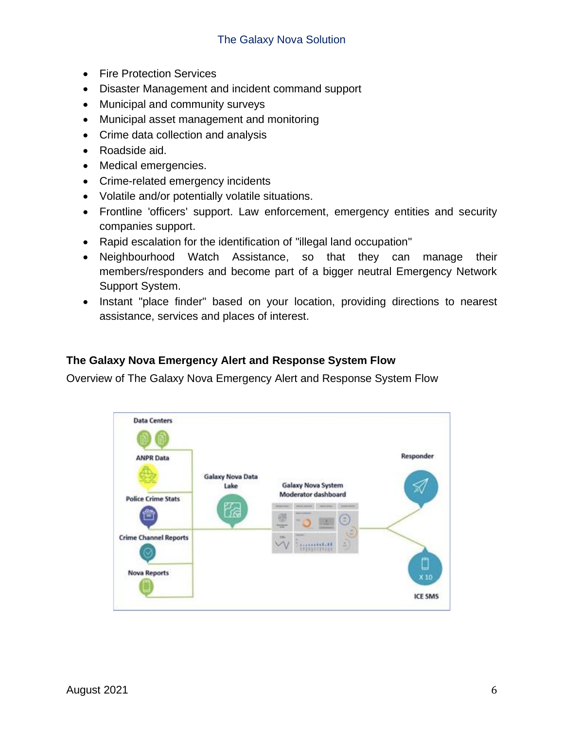- Fire Protection Services
- Disaster Management and incident command support
- Municipal and community surveys
- Municipal asset management and monitoring
- Crime data collection and analysis
- Roadside aid.
- Medical emergencies.
- Crime-related emergency incidents
- Volatile and/or potentially volatile situations.
- Frontline 'officers' support. Law enforcement, emergency entities and security companies support.
- Rapid escalation for the identification of "illegal land occupation"
- Neighbourhood Watch Assistance, so that they can manage their members/responders and become part of a bigger neutral Emergency Network Support System.
- Instant "place finder" based on your location, providing directions to nearest assistance, services and places of interest.

### The Galaxy Nova Emergency Alert and Response System Flow

Overview of The Galaxy Nova Emergency Alert and Response System Flow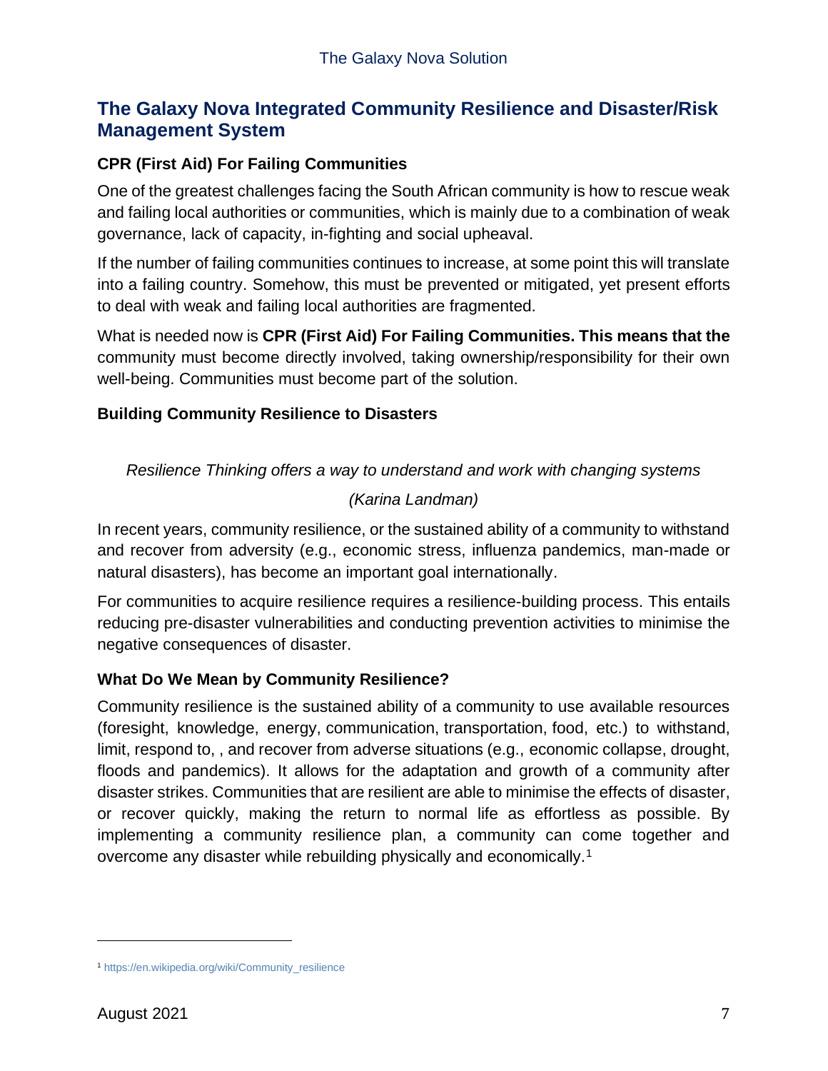## The Galaxy Nova Integrated Community Resilience and Disaster/Risk Management System

### CPR (First Aid) For Failing Communities

One of the greatest challenges facing the South African community is how to rescue weak and failing local authorities or communities, which is mainly due to a combination of weak governance, lack of capacity, in-fighting and social upheaval.

If the number of failing communities continues to increase, at some point this will translate into a failing country. Somehow, this must be prevented or mitigated, yet present efforts to deal with weak and failing local authorities are fragmented.

What is needed now is **CPR (First Aid) For Failing Communities. This means that the** community must become directly involved, taking ownership/responsibility for their own well-being. Communities must become part of the solution.

### Building Community Resilience to Disasters

*Resilience Thinking offers a way to understand and work with changing systems*

*(Karina Landman)*

In recent years, community resilience, or the sustained ability of a community to withstand and recover from adversity (e.g., economic stress, influenza pandemics, man-made or natural disasters), has become an important goal internationally.

For communities to acquire resilience requires a resilience-building process. This entails reducing pre-disaster vulnerabilities and conducting prevention activities to minimise the negative consequences of disaster.

### What Do We Mean by Community Resilience?

Community resilience is the sustained ability of a community to use available resources (foresight, knowledge, energy, communication, transportation, food, etc.) to withstand, limit, respond to, , and recover from adverse situations (e.g., economic collapse, drought, floods and pandemics). It allows for the adaptation and growth of a community after disaster strikes. Communities that are resilient are able to minimise the effects of disaster, or recover quickly, making the return to normal life as effortless as possible. By implementing a community resilience plan, a community can come together and overcome any disaster while rebuilding physically and economically.[1]

---

[1] https://en.wikipedia.org/wiki/Community_resilience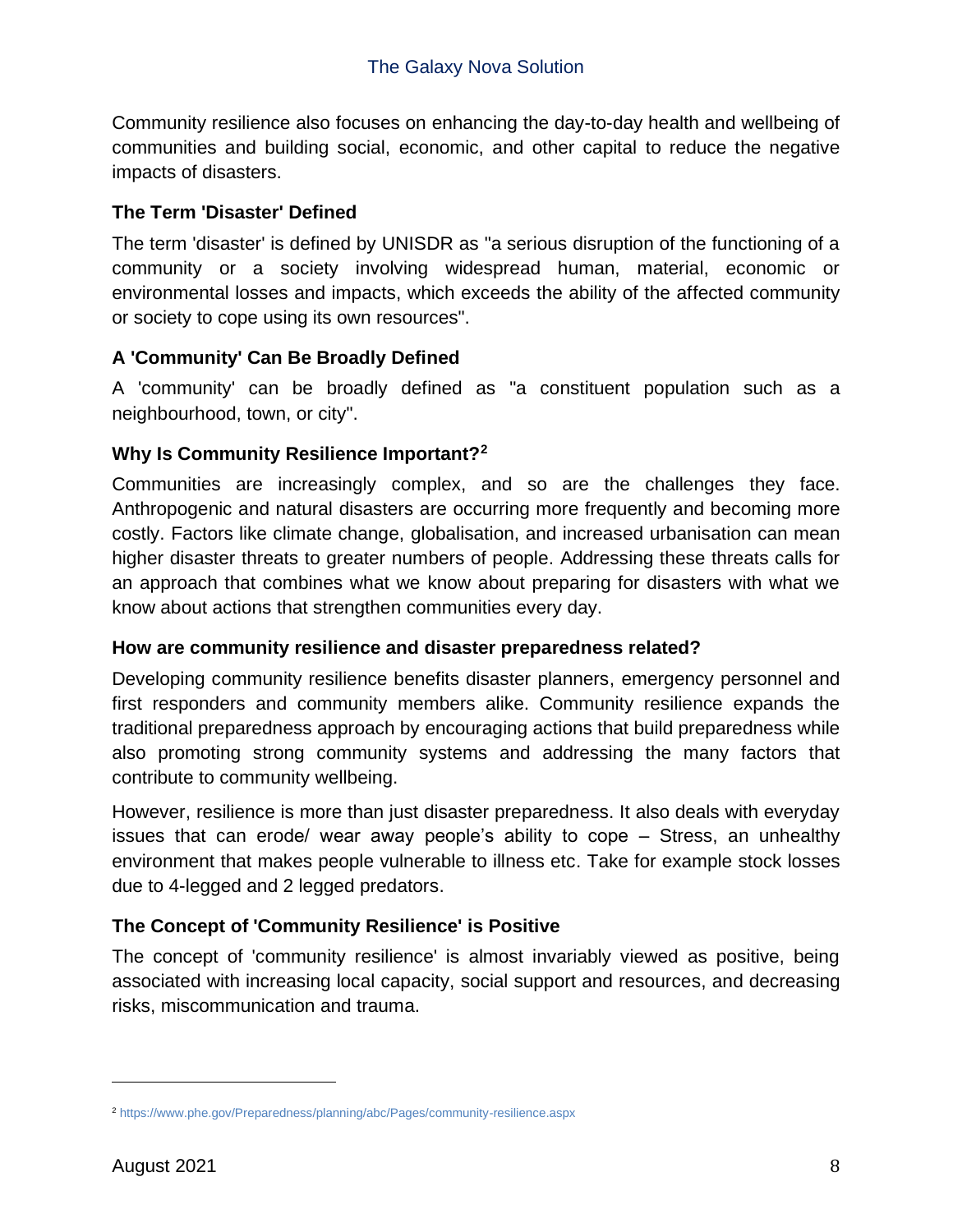Community resilience also focuses on enhancing the day-to-day health and wellbeing of communities and building social, economic, and other capital to reduce the negative impacts of disasters.

### The Term 'Disaster' Defined

The term 'disaster' is defined by UNISDR as "a serious disruption of the functioning of a community or a society involving widespread human, material, economic or environmental losses and impacts, which exceeds the ability of the affected community or society to cope using its own resources".

### A 'Community' Can Be Broadly Defined

A 'community' can be broadly defined as "a constituent population such as a neighbourhood, town, or city".

### Why Is Community Resilience Important?[2]

Communities are increasingly complex, and so are the challenges they face. Anthropogenic and natural disasters are occurring more frequently and becoming more costly. Factors like climate change, globalisation, and increased urbanisation can mean higher disaster threats to greater numbers of people. Addressing these threats calls for an approach that combines what we know about preparing for disasters with what we know about actions that strengthen communities every day.

### How are community resilience and disaster preparedness related?

Developing community resilience benefits disaster planners, emergency personnel and first responders and community members alike. Community resilience expands the traditional preparedness approach by encouraging actions that build preparedness while also promoting strong community systems and addressing the many factors that contribute to community wellbeing.

However, resilience is more than just disaster preparedness. It also deals with everyday issues that can erode/ wear away people's ability to cope – Stress, an unhealthy environment that makes people vulnerable to illness etc. Take for example stock losses due to 4-legged and 2 legged predators.

### The Concept of 'Community Resilience' is Positive

The concept of 'community resilience' is almost invariably viewed as positive, being associated with increasing local capacity, social support and resources, and decreasing risks, miscommunication and trauma.

---

[2] https://www.phe.gov/Preparedness/planning/abc/Pages/community-resilience.aspx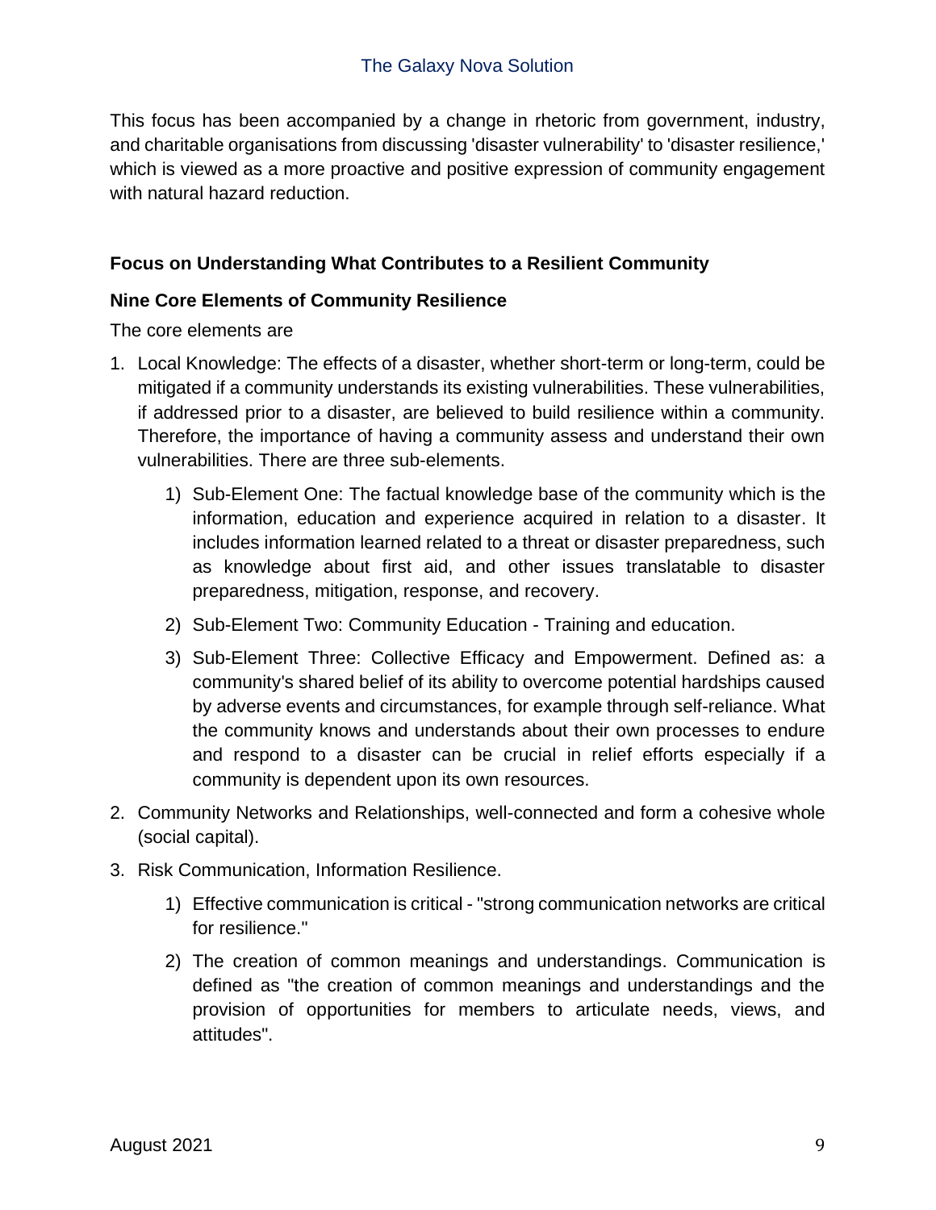This focus has been accompanied by a change in rhetoric from government, industry, and charitable organisations from discussing 'disaster vulnerability' to 'disaster resilience,' which is viewed as a more proactive and positive expression of community engagement with natural hazard reduction.

### Focus on Understanding What Contributes to a Resilient Community

### Nine Core Elements of Community Resilience

The core elements are

1. Local Knowledge: The effects of a disaster, whether short-term or long-term, could be mitigated if a community understands its existing vulnerabilities. These vulnerabilities, if addressed prior to a disaster, are believed to build resilience within a community. Therefore, the importance of having a community assess and understand their own vulnerabilities. There are three sub-elements.
    1) Sub-Element One: The factual knowledge base of the community which is the information, education and experience acquired in relation to a disaster. It includes information learned related to a threat or disaster preparedness, such as knowledge about first aid, and other issues translatable to disaster preparedness, mitigation, response, and recovery.
    2) Sub-Element Two: Community Education - Training and education.
    3) Sub-Element Three: Collective Efficacy and Empowerment. Defined as: a community's shared belief of its ability to overcome potential hardships caused by adverse events and circumstances, for example through self-reliance. What the community knows and understands about their own processes to endure and respond to a disaster can be crucial in relief efforts especially if a community is dependent upon its own resources.
2. Community Networks and Relationships, well-connected and form a cohesive whole (social capital).
3. Risk Communication, Information Resilience.
    1) Effective communication is critical - "strong communication networks are critical for resilience."
    2) The creation of common meanings and understandings. Communication is defined as "the creation of common meanings and understandings and the provision of opportunities for members to articulate needs, views, and attitudes".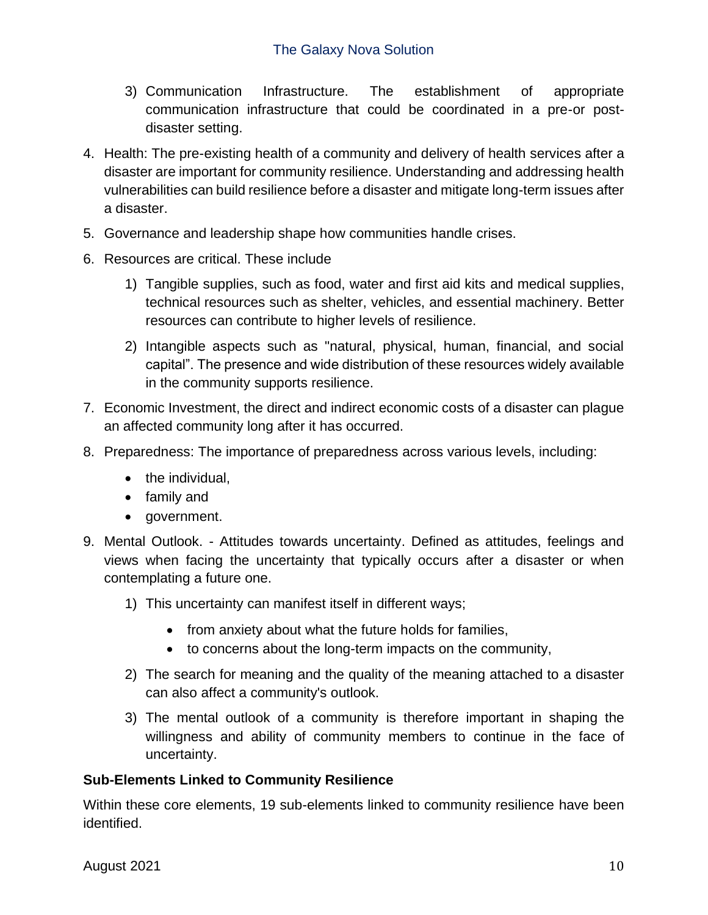3) Communication Infrastructure. The establishment of appropriate communication infrastructure that could be coordinated in a pre-or post-disaster setting.

4. Health: The pre-existing health of a community and delivery of health services after a disaster are important for community resilience. Understanding and addressing health vulnerabilities can build resilience before a disaster and mitigate long-term issues after a disaster.

5. Governance and leadership shape how communities handle crises.

6. Resources are critical. These include

   1) Tangible supplies, such as food, water and first aid kits and medical supplies, technical resources such as shelter, vehicles, and essential machinery. Better resources can contribute to higher levels of resilience.

   2) Intangible aspects such as "natural, physical, human, financial, and social capital". The presence and wide distribution of these resources widely available in the community supports resilience.

7. Economic Investment, the direct and indirect economic costs of a disaster can plague an affected community long after it has occurred.

8. Preparedness: The importance of preparedness across various levels, including:

   - the individual,
   - family and
   - government.

9. Mental Outlook. - Attitudes towards uncertainty. Defined as attitudes, feelings and views when facing the uncertainty that typically occurs after a disaster or when contemplating a future one.

   1) This uncertainty can manifest itself in different ways;

      - from anxiety about what the future holds for families,
      - to concerns about the long-term impacts on the community,

   2) The search for meaning and the quality of the meaning attached to a disaster can also affect a community's outlook.

   3) The mental outlook of a community is therefore important in shaping the willingness and ability of community members to continue in the face of uncertainty.

**Sub-Elements Linked to Community Resilience**

Within these core elements, 19 sub-elements linked to community resilience have been identified.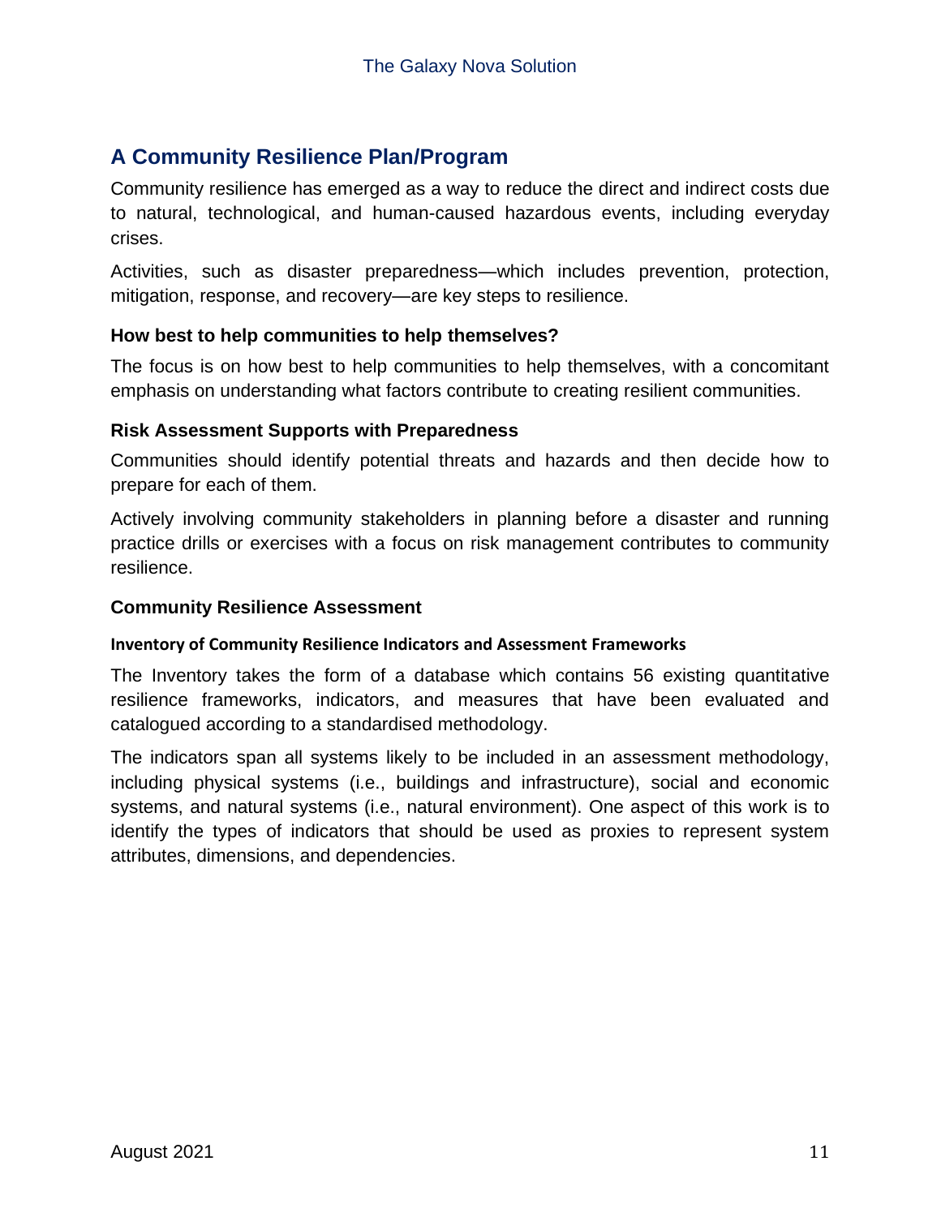## A Community Resilience Plan/Program

Community resilience has emerged as a way to reduce the direct and indirect costs due to natural, technological, and human-caused hazardous events, including everyday crises.

Activities, such as disaster preparedness—which includes prevention, protection, mitigation, response, and recovery—are key steps to resilience.

### How best to help communities to help themselves?

The focus is on how best to help communities to help themselves, with a concomitant emphasis on understanding what factors contribute to creating resilient communities.

### Risk Assessment Supports with Preparedness

Communities should identify potential threats and hazards and then decide how to prepare for each of them.

Actively involving community stakeholders in planning before a disaster and running practice drills or exercises with a focus on risk management contributes to community resilience.

### Community Resilience Assessment

#### Inventory of Community Resilience Indicators and Assessment Frameworks

The Inventory takes the form of a database which contains 56 existing quantitative resilience frameworks, indicators, and measures that have been evaluated and catalogued according to a standardised methodology.

The indicators span all systems likely to be included in an assessment methodology, including physical systems (i.e., buildings and infrastructure), social and economic systems, and natural systems (i.e., natural environment). One aspect of this work is to identify the types of indicators that should be used as proxies to represent system attributes, dimensions, and dependencies.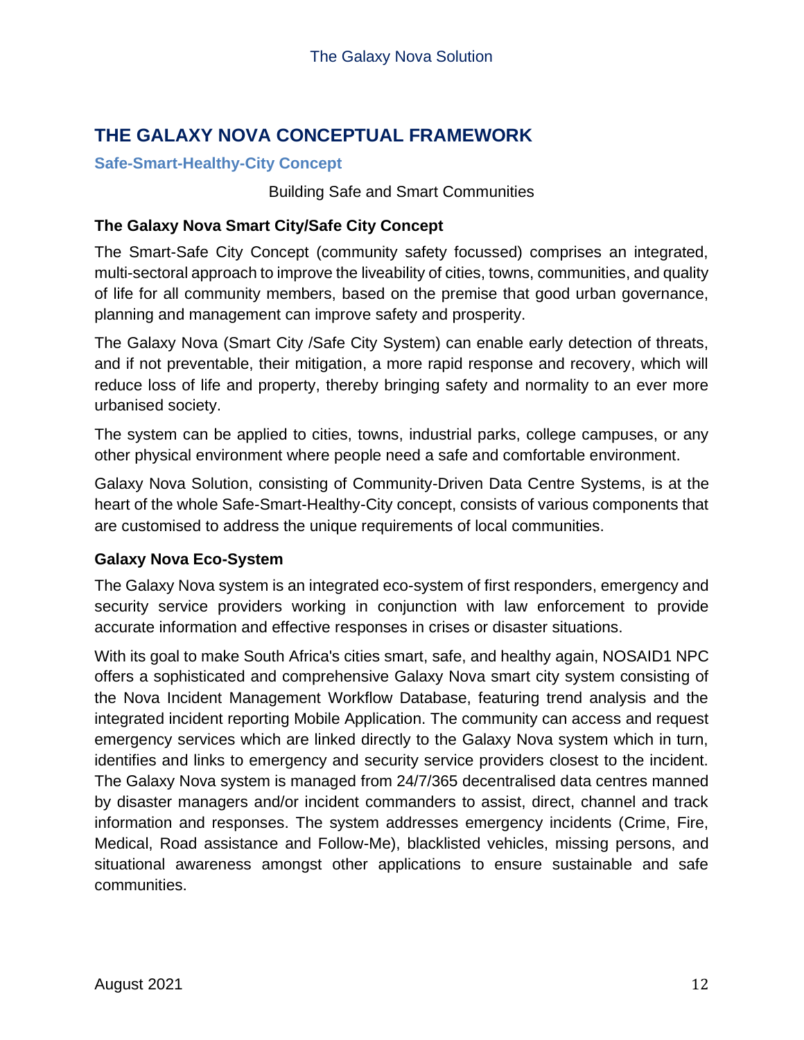# THE GALAXY NOVA CONCEPTUAL FRAMEWORK

## Safe-Smart-Healthy-City Concept

Building Safe and Smart Communities

### The Galaxy Nova Smart City/Safe City Concept

The Smart-Safe City Concept (community safety focussed) comprises an integrated, multi-sectoral approach to improve the liveability of cities, towns, communities, and quality of life for all community members, based on the premise that good urban governance, planning and management can improve safety and prosperity.

The Galaxy Nova (Smart City /Safe City System) can enable early detection of threats, and if not preventable, their mitigation, a more rapid response and recovery, which will reduce loss of life and property, thereby bringing safety and normality to an ever more urbanised society.

The system can be applied to cities, towns, industrial parks, college campuses, or any other physical environment where people need a safe and comfortable environment.

Galaxy Nova Solution, consisting of Community-Driven Data Centre Systems, is at the heart of the whole Safe-Smart-Healthy-City concept, consists of various components that are customised to address the unique requirements of local communities.

### Galaxy Nova Eco-System

The Galaxy Nova system is an integrated eco-system of first responders, emergency and security service providers working in conjunction with law enforcement to provide accurate information and effective responses in crises or disaster situations.

With its goal to make South Africa's cities smart, safe, and healthy again, NOSAID1 NPC offers a sophisticated and comprehensive Galaxy Nova smart city system consisting of the Nova Incident Management Workflow Database, featuring trend analysis and the integrated incident reporting Mobile Application. The community can access and request emergency services which are linked directly to the Galaxy Nova system which in turn, identifies and links to emergency and security service providers closest to the incident. The Galaxy Nova system is managed from 24/7/365 decentralised data centres manned by disaster managers and/or incident commanders to assist, direct, channel and track information and responses. The system addresses emergency incidents (Crime, Fire, Medical, Road assistance and Follow-Me), blacklisted vehicles, missing persons, and situational awareness amongst other applications to ensure sustainable and safe communities.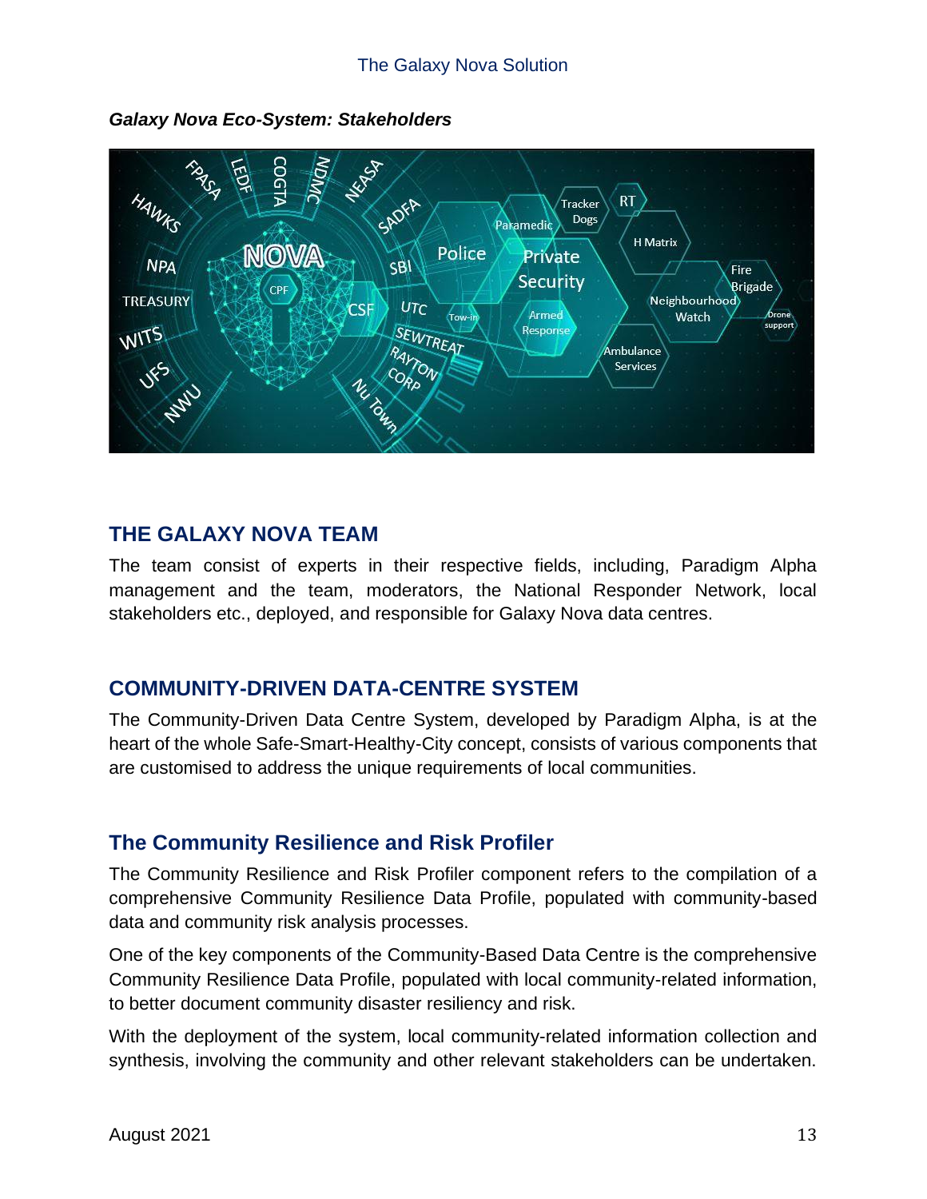*Galaxy Nova Eco-System: Stakeholders*

## THE GALAXY NOVA TEAM

The team consist of experts in their respective fields, including, Paradigm Alpha management and the team, moderators, the National Responder Network, local stakeholders etc., deployed, and responsible for Galaxy Nova data centres.

## COMMUNITY-DRIVEN DATA-CENTRE SYSTEM

The Community-Driven Data Centre System, developed by Paradigm Alpha, is at the heart of the whole Safe-Smart-Healthy-City concept, consists of various components that are customised to address the unique requirements of local communities.

### The Community Resilience and Risk Profiler

The Community Resilience and Risk Profiler component refers to the compilation of a comprehensive Community Resilience Data Profile, populated with community-based data and community risk analysis processes.

One of the key components of the Community-Based Data Centre is the comprehensive Community Resilience Data Profile, populated with local community-related information, to better document community disaster resiliency and risk.

With the deployment of the system, local community-related information collection and synthesis, involving the community and other relevant stakeholders can be undertaken.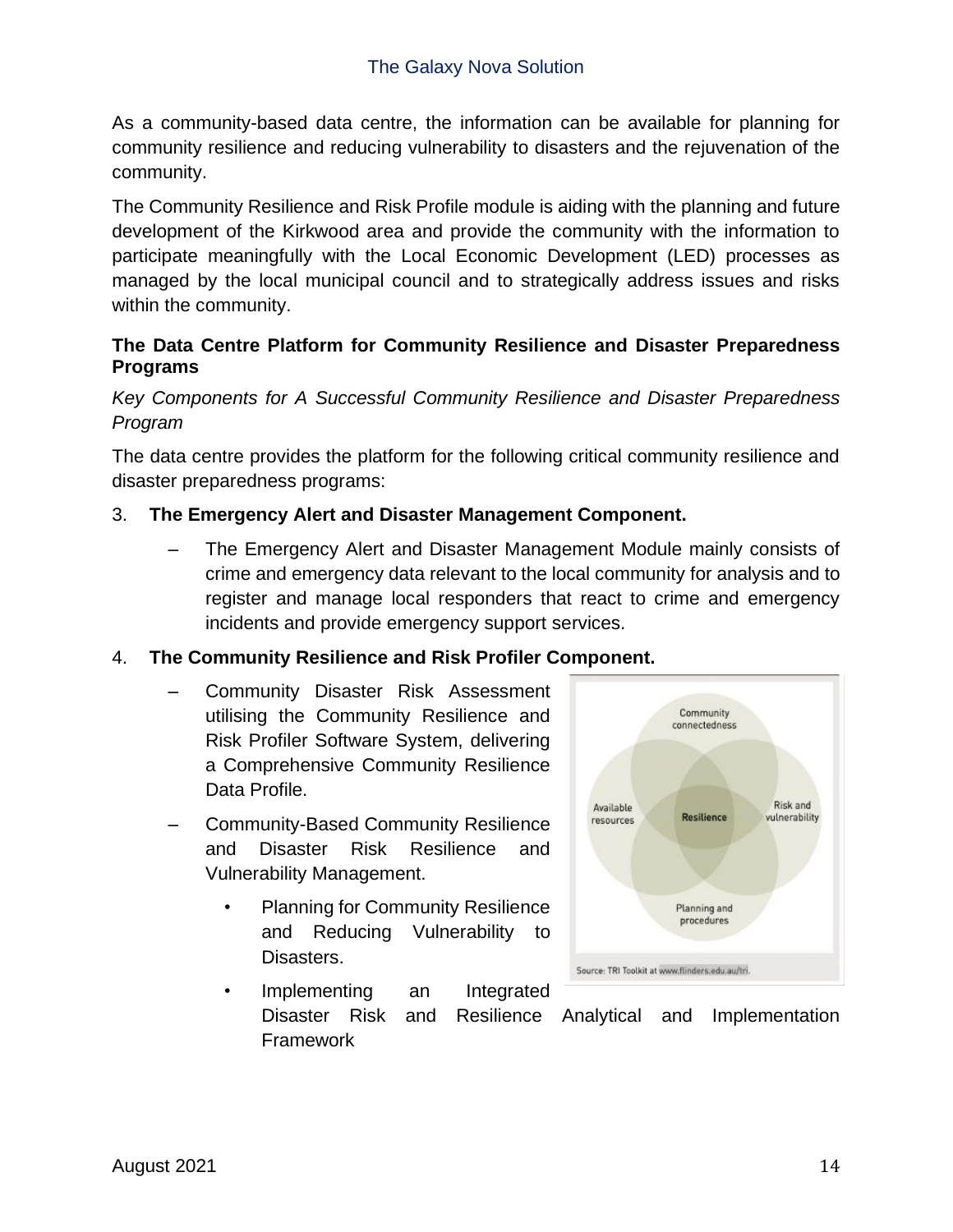As a community-based data centre, the information can be available for planning for community resilience and reducing vulnerability to disasters and the rejuvenation of the community.

The Community Resilience and Risk Profile module is aiding with the planning and future development of the Kirkwood area and provide the community with the information to participate meaningfully with the Local Economic Development (LED) processes as managed by the local municipal council and to strategically address issues and risks within the community.

## The Data Centre Platform for Community Resilience and Disaster Preparedness Programs

*Key Components for A Successful Community Resilience and Disaster Preparedness Program*

The data centre provides the platform for the following critical community resilience and disaster preparedness programs:

3. **The Emergency Alert and Disaster Management Component.**
   - The Emergency Alert and Disaster Management Module mainly consists of crime and emergency data relevant to the local community for analysis and to register and manage local responders that react to crime and emergency incidents and provide emergency support services.

4. **The Community Resilience and Risk Profiler Component.**
   - Community Disaster Risk Assessment utilising the Community Resilience and Risk Profiler Software System, delivering a Comprehensive Community Resilience Data Profile.
   - Community-Based Community Resilience and Disaster Risk Resilience and Vulnerability Management.
     - Planning for Community Resilience and Reducing Vulnerability to Disasters.
     - Implementing an Integrated Disaster Risk and Resilience Analytical and Implementation Framework

Community connectedness

Available resources

Resilience

Risk and vulnerability

Planning and procedures

Source: TRI Toolkit at www.flinders.edu.au/tri.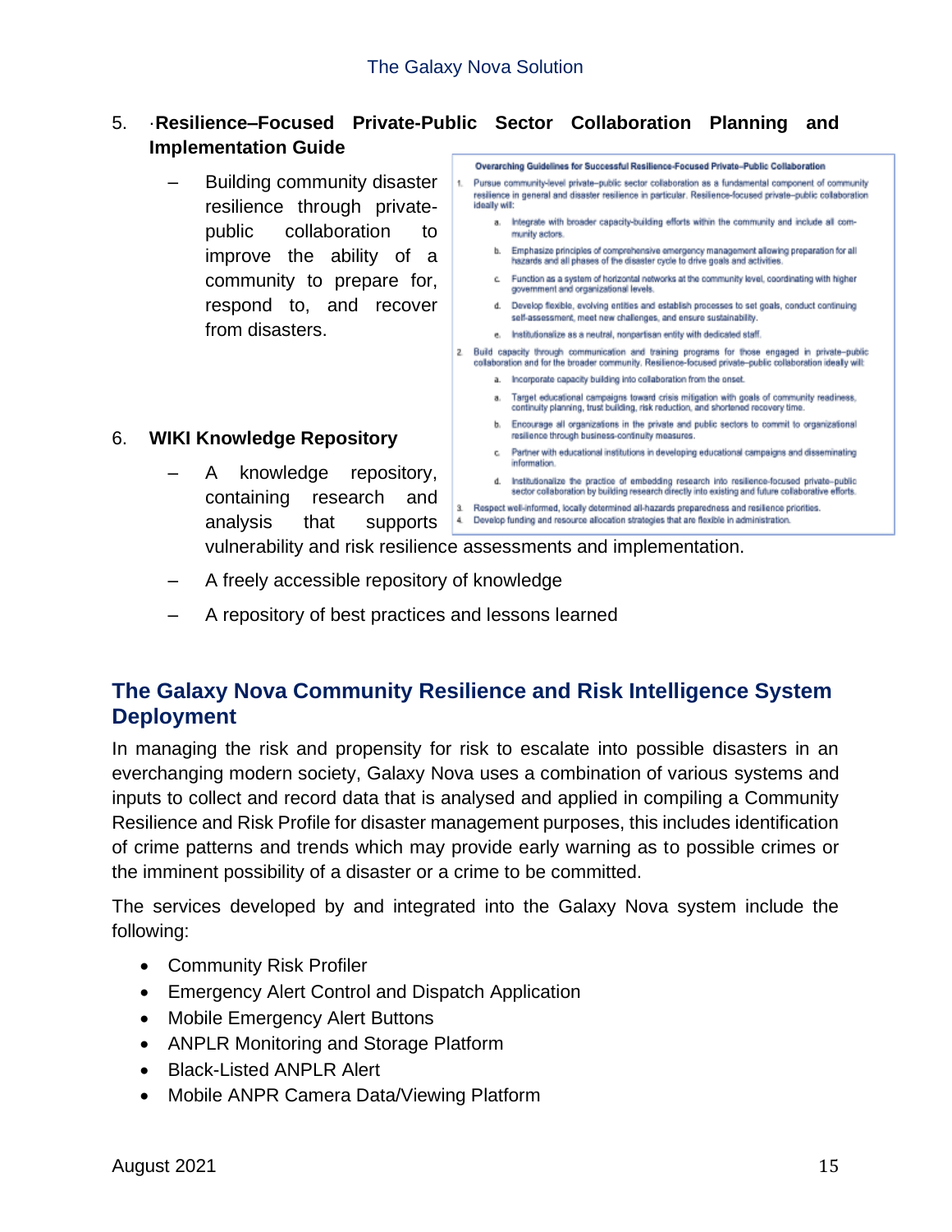5. **Resilience–Focused Private-Public Sector Collaboration Planning and Implementation Guide**

   – Building community disaster resilience through private-public collaboration to improve the ability of a community to prepare for, respond to, and recover from disasters.

**Overarching Guidelines for Successful Resilience-Focused Private–Public Collaboration**

1. Pursue community-level private–public sector collaboration as a fundamental component of community resilience in general and disaster resilience in particular. Resilience-focused private–public collaboration ideally will:
   a. Integrate with broader capacity-building efforts within the community and include all community actors.
   b. Emphasize principles of comprehensive emergency management allowing preparation for all hazards and all phases of the disaster cycle to drive goals and activities.
   c. Function as a system of horizontal networks at the community level, coordinating with higher government and organizational levels.
   d. Develop flexible, evolving entities and establish processes to set goals, conduct continuing self-assessment, meet new challenges, and ensure sustainability.
   e. Institutionalize as a neutral, nonpartisan entity with dedicated staff.
2. Build capacity through communication and training programs for those engaged in private–public collaboration and for the broader community. Resilience-focused private–public collaboration ideally will:
   a. Incorporate capacity building into collaboration from the onset.
   a. Target educational campaigns toward crisis mitigation with goals of community readiness, continuity planning, trust building, risk reduction, and shortened recovery time.
   b. Encourage all organizations in the private and public sectors to commit to organizational resilience through business-continuity measures.
   c. Partner with educational institutions in developing educational campaigns and disseminating information.
   d. Institutionalize the practice of embedding research into resilience-focused private–public sector collaboration by building research directly into existing and future collaborative efforts.
3. Respect well-informed, locally determined all-hazards preparedness and resilience priorities.
4. Develop funding and resource allocation strategies that are flexible in administration.

6. **WIKI Knowledge Repository**

   – A knowledge repository, containing research and analysis that supports vulnerability and risk resilience assessments and implementation.

   – A freely accessible repository of knowledge

   – A repository of best practices and lessons learned

## The Galaxy Nova Community Resilience and Risk Intelligence System Deployment

In managing the risk and propensity for risk to escalate into possible disasters in an everchanging modern society, Galaxy Nova uses a combination of various systems and inputs to collect and record data that is analysed and applied in compiling a Community Resilience and Risk Profile for disaster management purposes, this includes identification of crime patterns and trends which may provide early warning as to possible crimes or the imminent possibility of a disaster or a crime to be committed.

The services developed by and integrated into the Galaxy Nova system include the following:

- Community Risk Profiler
- Emergency Alert Control and Dispatch Application
- Mobile Emergency Alert Buttons
- ANPLR Monitoring and Storage Platform
- Black-Listed ANPLR Alert
- Mobile ANPR Camera Data/Viewing Platform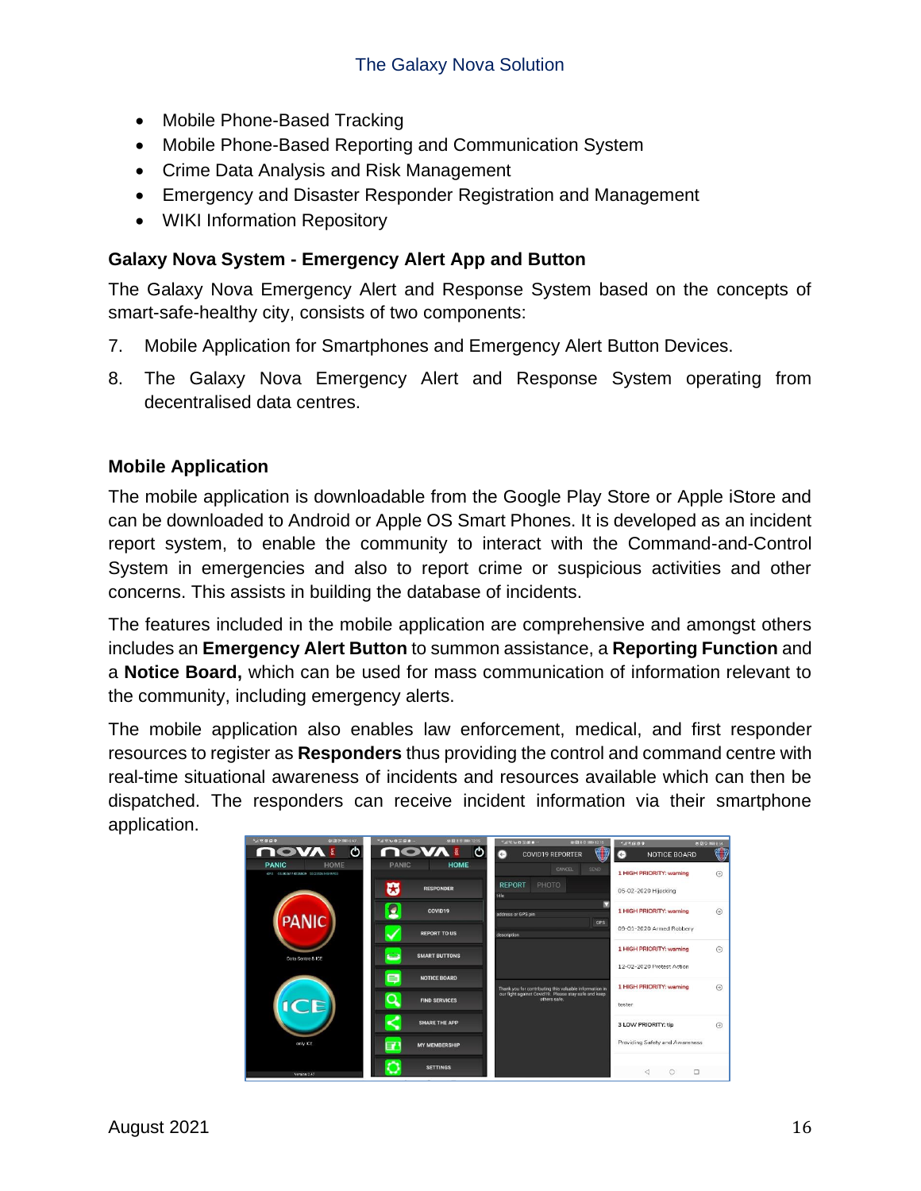- Mobile Phone-Based Tracking
- Mobile Phone-Based Reporting and Communication System
- Crime Data Analysis and Risk Management
- Emergency and Disaster Responder Registration and Management
- WIKI Information Repository

### Galaxy Nova System - Emergency Alert App and Button

The Galaxy Nova Emergency Alert and Response System based on the concepts of smart-safe-healthy city, consists of two components:

7. Mobile Application for Smartphones and Emergency Alert Button Devices.
8. The Galaxy Nova Emergency Alert and Response System operating from decentralised data centres.

### Mobile Application

The mobile application is downloadable from the Google Play Store or Apple iStore and can be downloaded to Android or Apple OS Smart Phones. It is developed as an incident report system, to enable the community to interact with the Command-and-Control System in emergencies and also to report crime or suspicious activities and other concerns. This assists in building the database of incidents.

The features included in the mobile application are comprehensive and amongst others includes an **Emergency Alert Button** to summon assistance, a **Reporting Function** and a **Notice Board,** which can be used for mass communication of information relevant to the community, including emergency alerts.

The mobile application also enables law enforcement, medical, and first responder resources to register as **Responders** thus providing the control and command centre with real-time situational awareness of incidents and resources available which can then be dispatched. The responders can receive incident information via their smartphone application.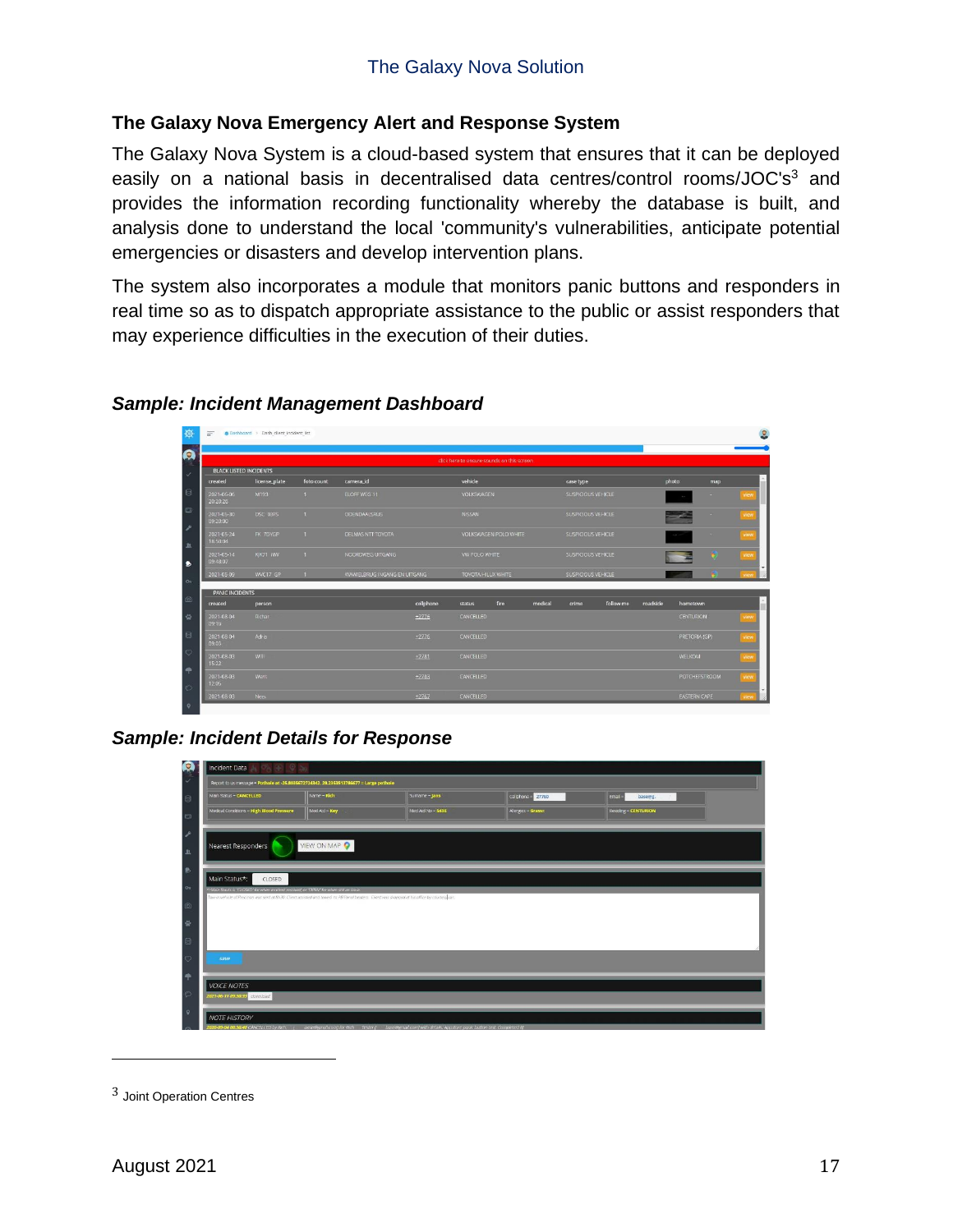## The Galaxy Nova Emergency Alert and Response System

The Galaxy Nova System is a cloud-based system that ensures that it can be deployed easily on a national basis in decentralised data centres/control rooms/JOC's[3] and provides the information recording functionality whereby the database is built, and analysis done to understand the local 'community's vulnerabilities, anticipate potential emergencies or disasters and develop intervention plans.

The system also incorporates a module that monitors panic buttons and responders in real time so as to dispatch appropriate assistance to the public or assist responders that may experience difficulties in the execution of their duties.

### *Sample: Incident Management Dashboard*

### *Sample: Incident Details for Response*

---

[3] Joint Operation Centres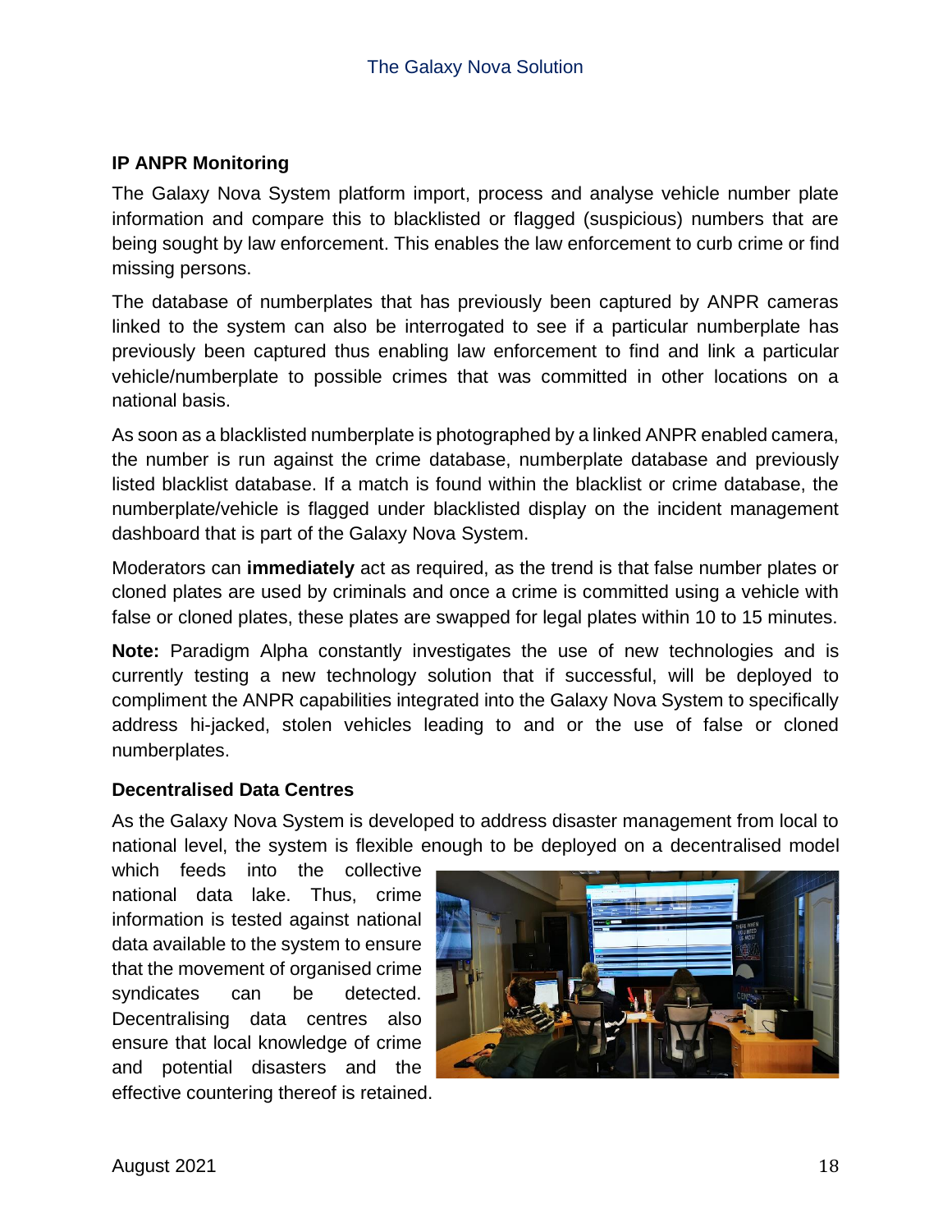## IP ANPR Monitoring

The Galaxy Nova System platform import, process and analyse vehicle number plate information and compare this to blacklisted or flagged (suspicious) numbers that are being sought by law enforcement. This enables the law enforcement to curb crime or find missing persons.

The database of numberplates that has previously been captured by ANPR cameras linked to the system can also be interrogated to see if a particular numberplate has previously been captured thus enabling law enforcement to find and link a particular vehicle/numberplate to possible crimes that was committed in other locations on a national basis.

As soon as a blacklisted numberplate is photographed by a linked ANPR enabled camera, the number is run against the crime database, numberplate database and previously listed blacklist database. If a match is found within the blacklist or crime database, the numberplate/vehicle is flagged under blacklisted display on the incident management dashboard that is part of the Galaxy Nova System.

Moderators can **immediately** act as required, as the trend is that false number plates or cloned plates are used by criminals and once a crime is committed using a vehicle with false or cloned plates, these plates are swapped for legal plates within 10 to 15 minutes.

**Note:** Paradigm Alpha constantly investigates the use of new technologies and is currently testing a new technology solution that if successful, will be deployed to compliment the ANPR capabilities integrated into the Galaxy Nova System to specifically address hi-jacked, stolen vehicles leading to and or the use of false or cloned numberplates.

## Decentralised Data Centres

As the Galaxy Nova System is developed to address disaster management from local to national level, the system is flexible enough to be deployed on a decentralised model which feeds into the collective national data lake. Thus, crime information is tested against national data available to the system to ensure that the movement of organised crime syndicates can be detected. Decentralising data centres also ensure that local knowledge of crime and potential disasters and the effective countering thereof is retained.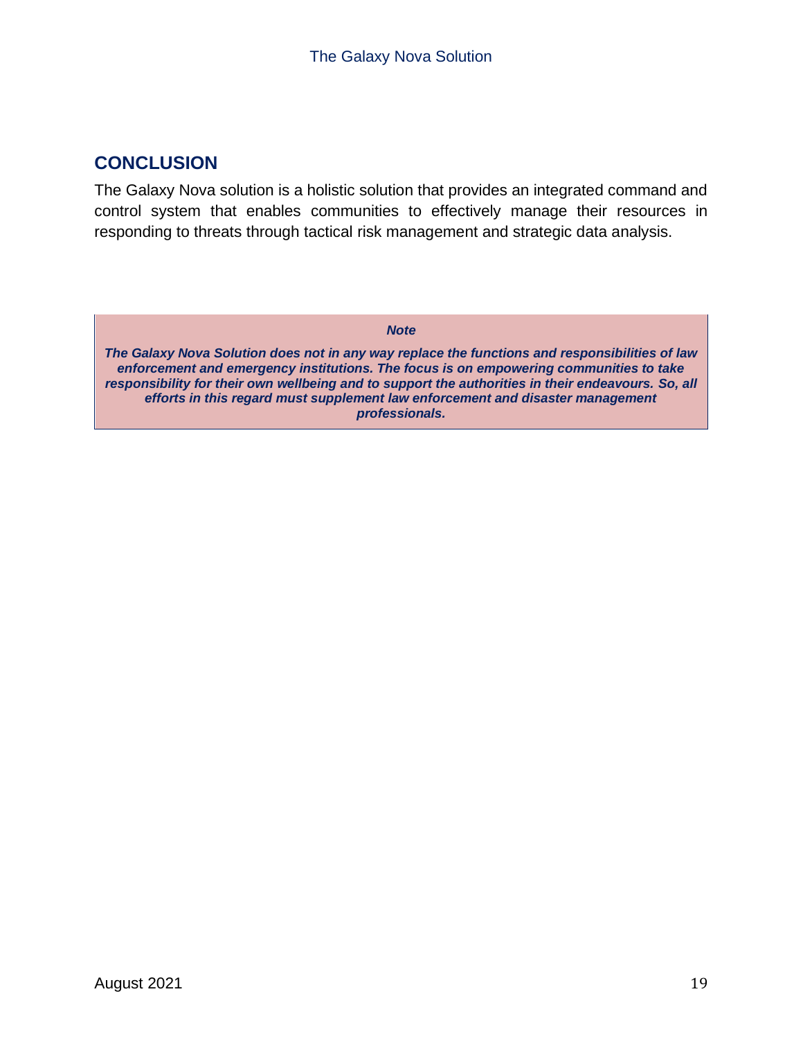## CONCLUSION

The Galaxy Nova solution is a holistic solution that provides an integrated command and control system that enables communities to effectively manage their resources in responding to threats through tactical risk management and strategic data analysis.

***Note***

***The Galaxy Nova Solution does not in any way replace the functions and responsibilities of law enforcement and emergency institutions. The focus is on empowering communities to take responsibility for their own wellbeing and to support the authorities in their endeavours. So, all efforts in this regard must supplement law enforcement and disaster management professionals.***